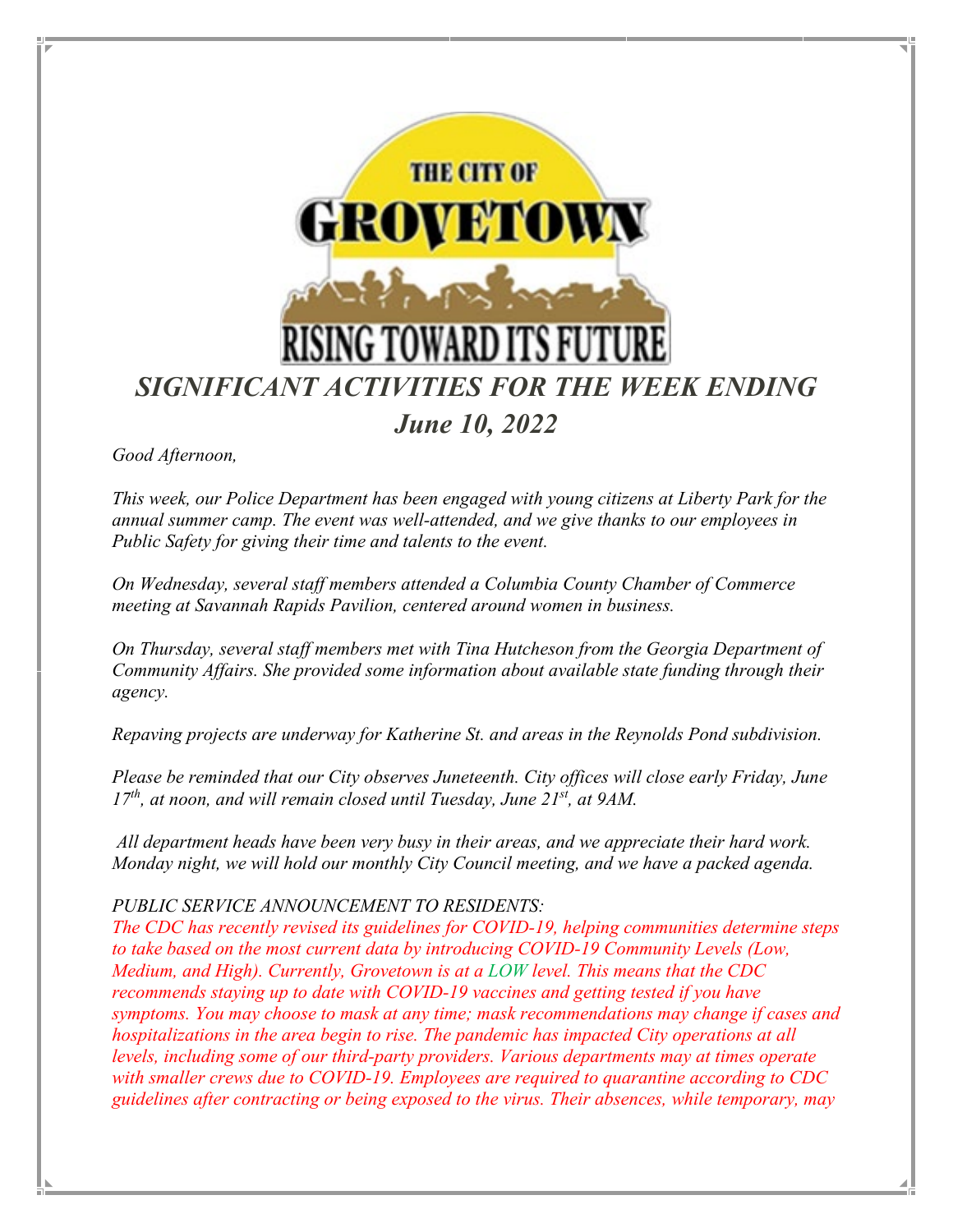# *SIGNIFICANT ACTIVITIES FOR THE WEEK ENDING June 10, 2022*

*Good Afternoon,*

*This week, our Police Department has been engaged with young citizens at Liberty Park for the annual summer camp. The event was well-attended, and we give thanks to our employees in Public Safety for giving their time and talents to the event.*

*On Wednesday, several staff members attended a Columbia County Chamber of Commerce meeting at Savannah Rapids Pavilion, centered around women in business.*

*On Thursday, several staff members met with Tina Hutcheson from the Georgia Department of Community Affairs. She provided some information about available state funding through their agency.*

*Repaving projects are underway for Katherine St. and areas in the Reynolds Pond subdivision.*

*Please be reminded that our City observes Juneteenth. City offices will close early Friday, June 17th, at noon, and will remain closed until Tuesday, June 21st, at 9AM.*

*All department heads have been very busy in their areas, and we appreciate their hard work. Monday night, we will hold our monthly City Council meeting, and we have a packed agenda.*

*PUBLIC SERVICE ANNOUNCEMENT TO RESIDENTS:*
*The CDC has recently revised its guidelines for COVID-19, helping communities determine steps to take based on the most current data by introducing COVID-19 Community Levels (Low, Medium, and High). Currently, Grovetown is at a LOW level. This means that the CDC recommends staying up to date with COVID-19 vaccines and getting tested if you have symptoms. You may choose to mask at any time; mask recommendations may change if cases and hospitalizations in the area begin to rise. The pandemic has impacted City operations at all levels, including some of our third-party providers. Various departments may at times operate with smaller crews due to COVID-19. Employees are required to quarantine according to CDC guidelines after contracting or being exposed to the virus. Their absences, while temporary, may*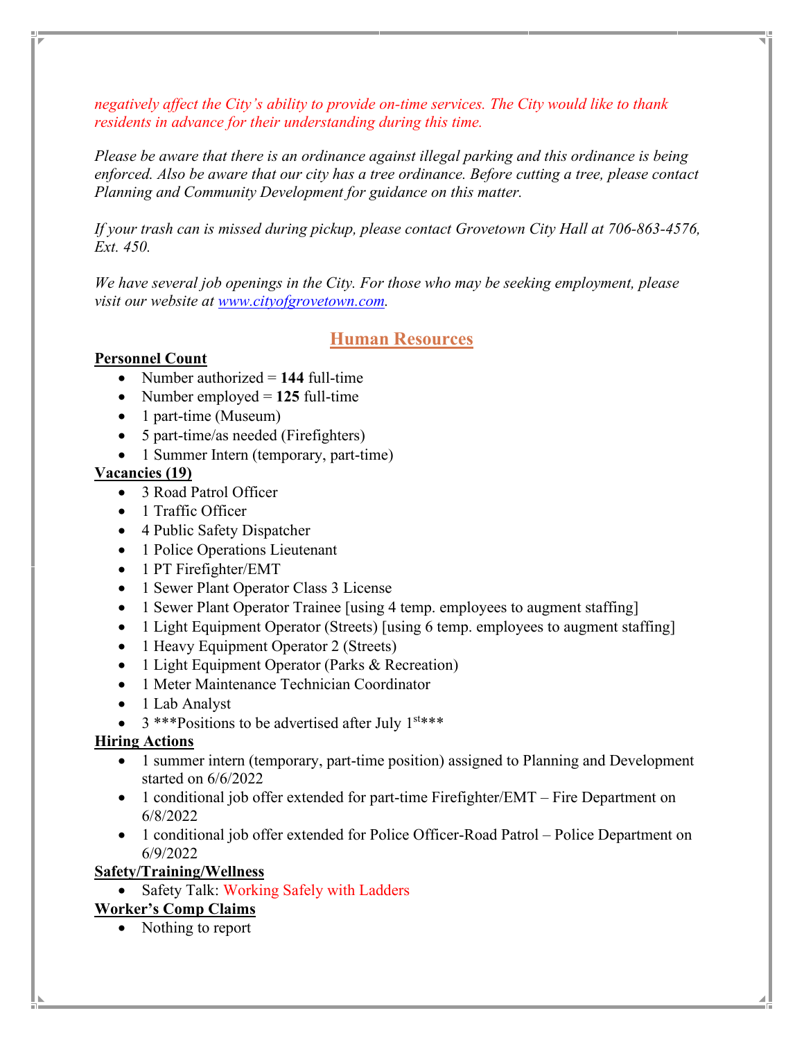*negatively affect the City's ability to provide on-time services. The City would like to thank residents in advance for their understanding during this time.*

*Please be aware that there is an ordinance against illegal parking and this ordinance is being enforced. Also be aware that our city has a tree ordinance. Before cutting a tree, please contact Planning and Community Development for guidance on this matter.*

*If your trash can is missed during pickup, please contact Grovetown City Hall at 706-863-4576, Ext. 450.*

*We have several job openings in the City. For those who may be seeking employment, please visit our website at [www.cityofgrovetown.com](www.cityofgrovetown.com).*

## Human Resources

**Personnel Count**

- Number authorized = **144** full-time
- Number employed = **125** full-time
- 1 part-time (Museum)
- 5 part-time/as needed (Firefighters)
- 1 Summer Intern (temporary, part-time)

**Vacancies (19)**

- 3 Road Patrol Officer
- 1 Traffic Officer
- 4 Public Safety Dispatcher
- 1 Police Operations Lieutenant
- 1 PT Firefighter/EMT
- 1 Sewer Plant Operator Class 3 License
- 1 Sewer Plant Operator Trainee [using 4 temp. employees to augment staffing]
- 1 Light Equipment Operator (Streets) [using 6 temp. employees to augment staffing]
- 1 Heavy Equipment Operator 2 (Streets)
- 1 Light Equipment Operator (Parks & Recreation)
- 1 Meter Maintenance Technician Coordinator
- 1 Lab Analyst
- 3 ***Positions to be advertised after July 1st***

**Hiring Actions**

- 1 summer intern (temporary, part-time position) assigned to Planning and Development started on 6/6/2022
- 1 conditional job offer extended for part-time Firefighter/EMT – Fire Department on 6/8/2022
- 1 conditional job offer extended for Police Officer-Road Patrol – Police Department on 6/9/2022

**Safety/Training/Wellness**

- Safety Talk: Working Safely with Ladders

**Worker's Comp Claims**

- Nothing to report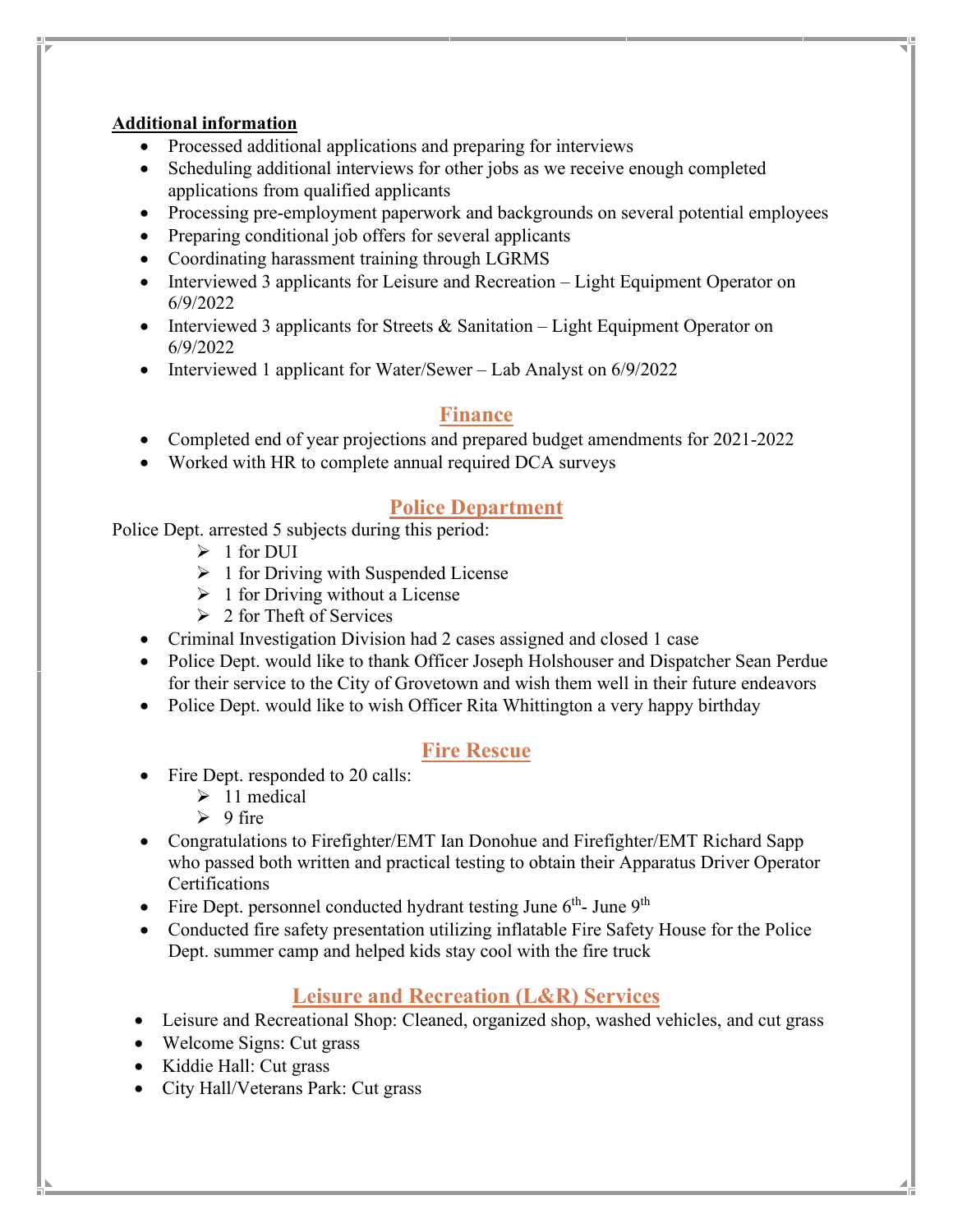**Additional information**

- Processed additional applications and preparing for interviews
- Scheduling additional interviews for other jobs as we receive enough completed applications from qualified applicants
- Processing pre-employment paperwork and backgrounds on several potential employees
- Preparing conditional job offers for several applicants
- Coordinating harassment training through LGRMS
- Interviewed 3 applicants for Leisure and Recreation – Light Equipment Operator on 6/9/2022
- Interviewed 3 applicants for Streets & Sanitation – Light Equipment Operator on 6/9/2022
- Interviewed 1 applicant for Water/Sewer – Lab Analyst on 6/9/2022

## Finance

- Completed end of year projections and prepared budget amendments for 2021-2022
- Worked with HR to complete annual required DCA surveys

## Police Department

Police Dept. arrested 5 subjects during this period:

- 1 for DUI
- 1 for Driving with Suspended License
- 1 for Driving without a License
- 2 for Theft of Services

- Criminal Investigation Division had 2 cases assigned and closed 1 case
- Police Dept. would like to thank Officer Joseph Holshouser and Dispatcher Sean Perdue for their service to the City of Grovetown and wish them well in their future endeavors
- Police Dept. would like to wish Officer Rita Whittington a very happy birthday

## Fire Rescue

- Fire Dept. responded to 20 calls:
  - 11 medical
  - 9 fire
- Congratulations to Firefighter/EMT Ian Donohue and Firefighter/EMT Richard Sapp who passed both written and practical testing to obtain their Apparatus Driver Operator Certifications
- Fire Dept. personnel conducted hydrant testing June 6th- June 9th
- Conducted fire safety presentation utilizing inflatable Fire Safety House for the Police Dept. summer camp and helped kids stay cool with the fire truck

## Leisure and Recreation (L&R) Services

- Leisure and Recreational Shop: Cleaned, organized shop, washed vehicles, and cut grass
- Welcome Signs: Cut grass
- Kiddie Hall: Cut grass
- City Hall/Veterans Park: Cut grass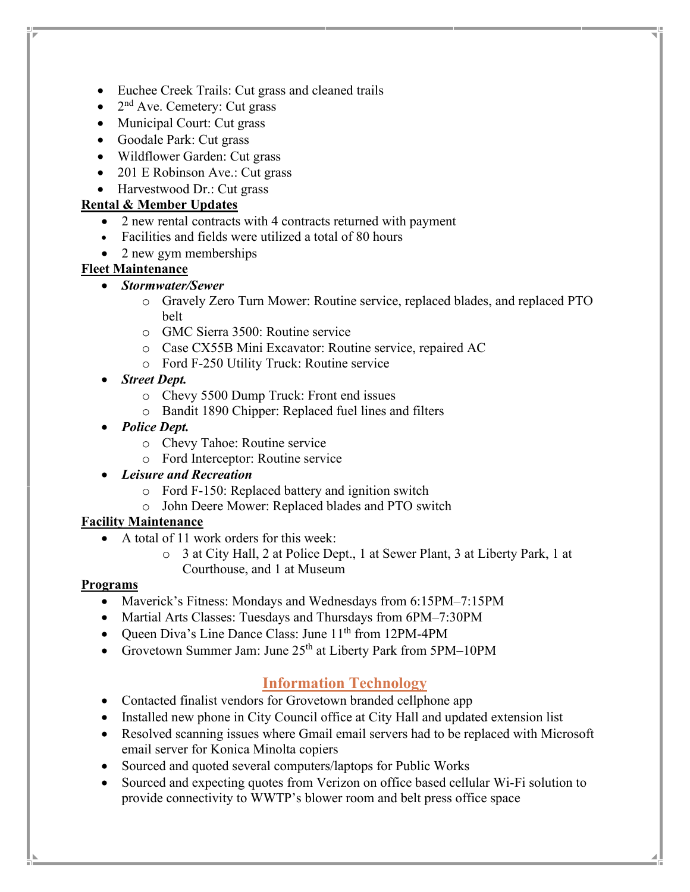- Euchee Creek Trails: Cut grass and cleaned trails
- 2nd Ave. Cemetery: Cut grass
- Municipal Court: Cut grass
- Goodale Park: Cut grass
- Wildflower Garden: Cut grass
- 201 E Robinson Ave.: Cut grass
- Harvestwood Dr.: Cut grass

**Rental & Member Updates**

- 2 new rental contracts with 4 contracts returned with payment
- Facilities and fields were utilized a total of 80 hours
- 2 new gym memberships

**Fleet Maintenance**

- ***Stormwater/Sewer***
  - Gravely Zero Turn Mower: Routine service, replaced blades, and replaced PTO belt
  - GMC Sierra 3500: Routine service
  - Case CX55B Mini Excavator: Routine service, repaired AC
  - Ford F-250 Utility Truck: Routine service
- ***Street Dept.***
  - Chevy 5500 Dump Truck: Front end issues
  - Bandit 1890 Chipper: Replaced fuel lines and filters
- ***Police Dept.***
  - Chevy Tahoe: Routine service
  - Ford Interceptor: Routine service
- ***Leisure and Recreation***
  - Ford F-150: Replaced battery and ignition switch
  - John Deere Mower: Replaced blades and PTO switch

**Facility Maintenance**

- A total of 11 work orders for this week:
  - 3 at City Hall, 2 at Police Dept., 1 at Sewer Plant, 3 at Liberty Park, 1 at Courthouse, and 1 at Museum

**Programs**

- Maverick's Fitness: Mondays and Wednesdays from 6:15PM–7:15PM
- Martial Arts Classes: Tuesdays and Thursdays from 6PM–7:30PM
- Queen Diva's Line Dance Class: June 11th from 12PM-4PM
- Grovetown Summer Jam: June 25th at Liberty Park from 5PM–10PM

## Information Technology

- Contacted finalist vendors for Grovetown branded cellphone app
- Installed new phone in City Council office at City Hall and updated extension list
- Resolved scanning issues where Gmail email servers had to be replaced with Microsoft email server for Konica Minolta copiers
- Sourced and quoted several computers/laptops for Public Works
- Sourced and expecting quotes from Verizon on office based cellular Wi-Fi solution to provide connectivity to WWTP's blower room and belt press office space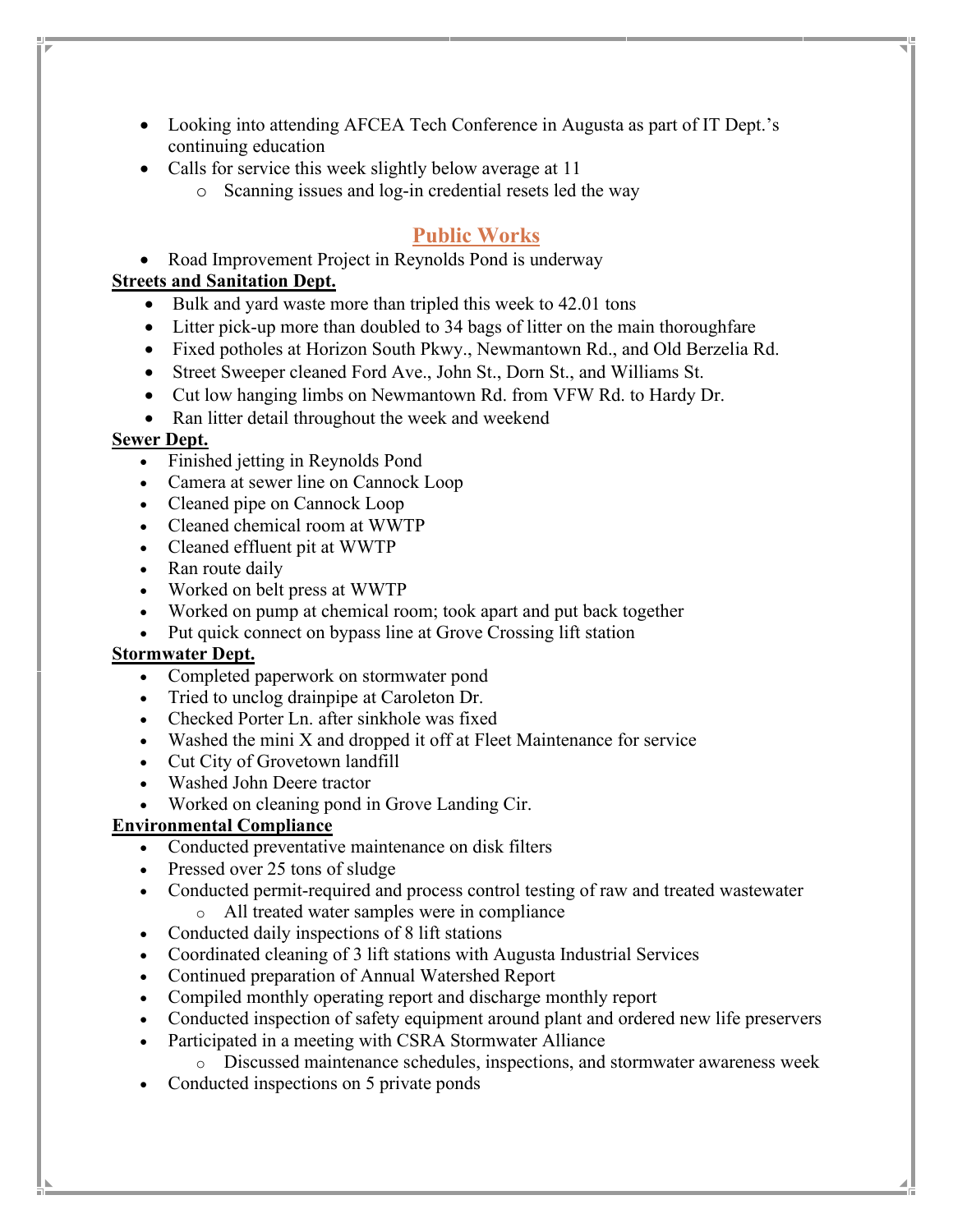- Looking into attending AFCEA Tech Conference in Augusta as part of IT Dept.'s continuing education
- Calls for service this week slightly below average at 11
  - Scanning issues and log-in credential resets led the way

## Public Works

- Road Improvement Project in Reynolds Pond is underway

**Streets and Sanitation Dept.**

- Bulk and yard waste more than tripled this week to 42.01 tons
- Litter pick-up more than doubled to 34 bags of litter on the main thoroughfare
- Fixed potholes at Horizon South Pkwy., Newmantown Rd., and Old Berzelia Rd.
- Street Sweeper cleaned Ford Ave., John St., Dorn St., and Williams St.
- Cut low hanging limbs on Newmantown Rd. from VFW Rd. to Hardy Dr.
- Ran litter detail throughout the week and weekend

**Sewer Dept.**

- Finished jetting in Reynolds Pond
- Camera at sewer line on Cannock Loop
- Cleaned pipe on Cannock Loop
- Cleaned chemical room at WWTP
- Cleaned effluent pit at WWTP
- Ran route daily
- Worked on belt press at WWTP
- Worked on pump at chemical room; took apart and put back together
- Put quick connect on bypass line at Grove Crossing lift station

**Stormwater Dept.**

- Completed paperwork on stormwater pond
- Tried to unclog drainpipe at Caroleton Dr.
- Checked Porter Ln. after sinkhole was fixed
- Washed the mini X and dropped it off at Fleet Maintenance for service
- Cut City of Grovetown landfill
- Washed John Deere tractor
- Worked on cleaning pond in Grove Landing Cir.

**Environmental Compliance**

- Conducted preventative maintenance on disk filters
- Pressed over 25 tons of sludge
- Conducted permit-required and process control testing of raw and treated wastewater
  - All treated water samples were in compliance
- Conducted daily inspections of 8 lift stations
- Coordinated cleaning of 3 lift stations with Augusta Industrial Services
- Continued preparation of Annual Watershed Report
- Compiled monthly operating report and discharge monthly report
- Conducted inspection of safety equipment around plant and ordered new life preservers
- Participated in a meeting with CSRA Stormwater Alliance
  - Discussed maintenance schedules, inspections, and stormwater awareness week
- Conducted inspections on 5 private ponds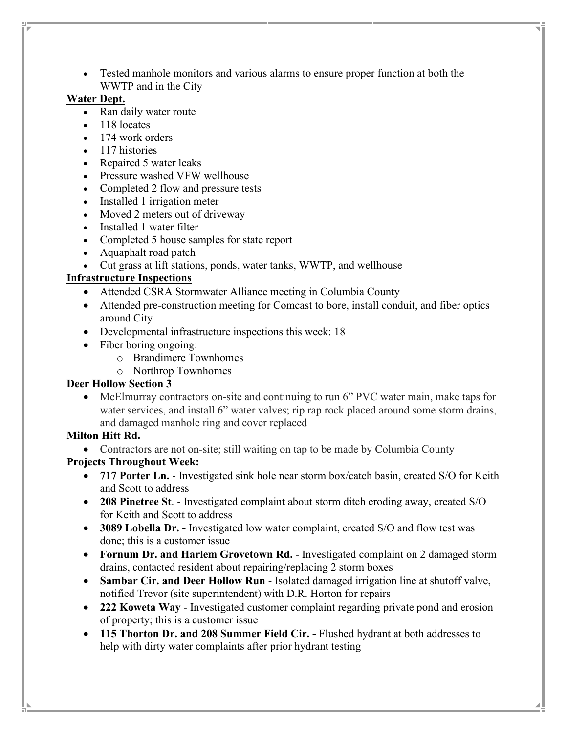- Tested manhole monitors and various alarms to ensure proper function at both the WWTP and in the City

**Water Dept.**

- Ran daily water route
- 118 locates
- 174 work orders
- 117 histories
- Repaired 5 water leaks
- Pressure washed VFW wellhouse
- Completed 2 flow and pressure tests
- Installed 1 irrigation meter
- Moved 2 meters out of driveway
- Installed 1 water filter
- Completed 5 house samples for state report
- Aquaphalt road patch
- Cut grass at lift stations, ponds, water tanks, WWTP, and wellhouse

**Infrastructure Inspections**

- Attended CSRA Stormwater Alliance meeting in Columbia County
- Attended pre-construction meeting for Comcast to bore, install conduit, and fiber optics around City
- Developmental infrastructure inspections this week: 18
- Fiber boring ongoing:
  - Brandimere Townhomes
  - Northrop Townhomes

**Deer Hollow Section 3**

- McElmurray contractors on-site and continuing to run 6" PVC water main, make taps for water services, and install 6" water valves; rip rap rock placed around some storm drains, and damaged manhole ring and cover replaced

**Milton Hitt Rd.**

- Contractors are not on-site; still waiting on tap to be made by Columbia County

**Projects Throughout Week:**

- **717 Porter Ln.** - Investigated sink hole near storm box/catch basin, created S/O for Keith and Scott to address
- **208 Pinetree St**. - Investigated complaint about storm ditch eroding away, created S/O for Keith and Scott to address
- **3089 Lobella Dr. -** Investigated low water complaint, created S/O and flow test was done; this is a customer issue
- **Fornum Dr. and Harlem Grovetown Rd.** - Investigated complaint on 2 damaged storm drains, contacted resident about repairing/replacing 2 storm boxes
- **Sambar Cir. and Deer Hollow Run** - Isolated damaged irrigation line at shutoff valve, notified Trevor (site superintendent) with D.R. Horton for repairs
- **222 Koweta Way** - Investigated customer complaint regarding private pond and erosion of property; this is a customer issue
- **115 Thorton Dr. and 208 Summer Field Cir. -** Flushed hydrant at both addresses to help with dirty water complaints after prior hydrant testing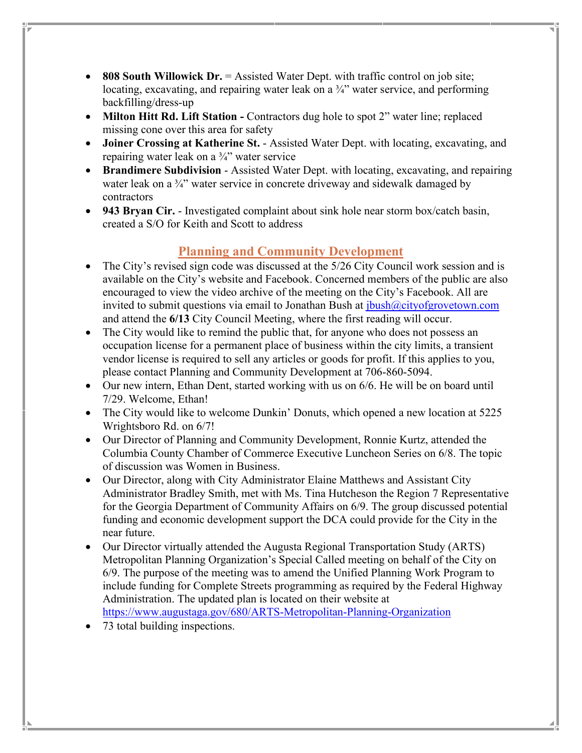- **808 South Willowick Dr.** = Assisted Water Dept. with traffic control on job site; locating, excavating, and repairing water leak on a ¾" water service, and performing backfilling/dress-up
- **Milton Hitt Rd. Lift Station -** Contractors dug hole to spot 2" water line; replaced missing cone over this area for safety
- **Joiner Crossing at Katherine St.** - Assisted Water Dept. with locating, excavating, and repairing water leak on a ¾" water service
- **Brandimere Subdivision** - Assisted Water Dept. with locating, excavating, and repairing water leak on a ¾" water service in concrete driveway and sidewalk damaged by contractors
- **943 Bryan Cir.** - Investigated complaint about sink hole near storm box/catch basin, created a S/O for Keith and Scott to address

## Planning and Community Development

- The City's revised sign code was discussed at the 5/26 City Council work session and is available on the City's website and Facebook. Concerned members of the public are also encouraged to view the video archive of the meeting on the City's Facebook. All are invited to submit questions via email to Jonathan Bush at jbush@cityofgrovetown.com and attend the **6/13** City Council Meeting, where the first reading will occur.
- The City would like to remind the public that, for anyone who does not possess an occupation license for a permanent place of business within the city limits, a transient vendor license is required to sell any articles or goods for profit. If this applies to you, please contact Planning and Community Development at 706-860-5094.
- Our new intern, Ethan Dent, started working with us on 6/6. He will be on board until 7/29. Welcome, Ethan!
- The City would like to welcome Dunkin' Donuts, which opened a new location at 5225 Wrightsboro Rd. on 6/7!
- Our Director of Planning and Community Development, Ronnie Kurtz, attended the Columbia County Chamber of Commerce Executive Luncheon Series on 6/8. The topic of discussion was Women in Business.
- Our Director, along with City Administrator Elaine Matthews and Assistant City Administrator Bradley Smith, met with Ms. Tina Hutcheson the Region 7 Representative for the Georgia Department of Community Affairs on 6/9. The group discussed potential funding and economic development support the DCA could provide for the City in the near future.
- Our Director virtually attended the Augusta Regional Transportation Study (ARTS) Metropolitan Planning Organization's Special Called meeting on behalf of the City on 6/9. The purpose of the meeting was to amend the Unified Planning Work Program to include funding for Complete Streets programming as required by the Federal Highway Administration. The updated plan is located on their website at https://www.augustaga.gov/680/ARTS-Metropolitan-Planning-Organization
- 73 total building inspections.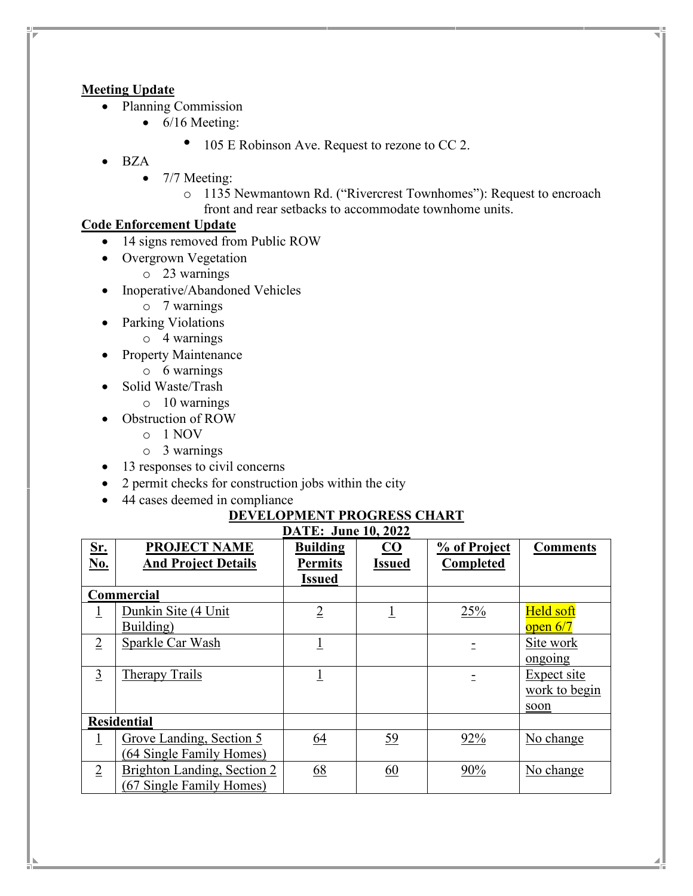**Meeting Update**

- Planning Commission
  - 6/16 Meeting:
    - 105 E Robinson Ave. Request to rezone to CC 2.
- BZA
  - 7/7 Meeting:
    - 1135 Newmantown Rd. ("Rivercrest Townhomes"): Request to encroach front and rear setbacks to accommodate townhome units.

**Code Enforcement Update**

- 14 signs removed from Public ROW
- Overgrown Vegetation
  - 23 warnings
- Inoperative/Abandoned Vehicles
  - 7 warnings
- Parking Violations
  - 4 warnings
- Property Maintenance
  - 6 warnings
- Solid Waste/Trash
  - 10 warnings
- Obstruction of ROW
  - 1 NOV
  - 3 warnings
- 13 responses to civil concerns
- 2 permit checks for construction jobs within the city
- 44 cases deemed in compliance

**DEVELOPMENT PROGRESS CHART**

**DATE: June 10, 2022**

| Sr. No. | PROJECT NAME And Project Details | Building Permits Issued | CO Issued | % of Project Completed | Comments |
|---|---|---|---|---|---|
| **Commercial** | | | | | |
| 1 | Dunkin Site (4 Unit Building) | 2 | 1 | 25% | Held soft open 6/7 |
| 2 | Sparkle Car Wash | 1 | | - | Site work ongoing |
| 3 | Therapy Trails | 1 | | - | Expect site work to begin soon |
| **Residential** | | | | | |
| 1 | Grove Landing, Section 5 (64 Single Family Homes) | 64 | 59 | 92% | No change |
| 2 | Brighton Landing, Section 2 (67 Single Family Homes) | 68 | 60 | 90% | No change |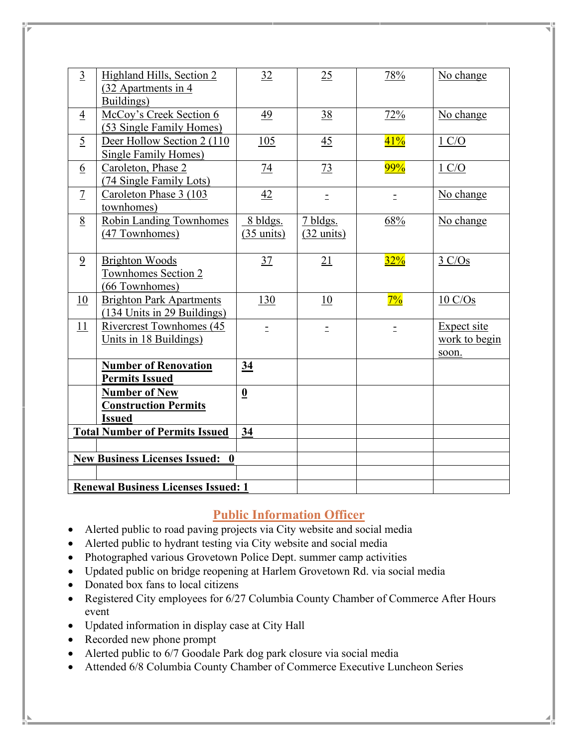| 3 | Highland Hills, Section 2 (32 Apartments in 4 Buildings) | 32 | 25 | 78% | No change |
|---|---|---|---|---|---|
| 4 | McCoy's Creek Section 6 (53 Single Family Homes) | 49 | 38 | 72% | No change |
| 5 | Deer Hollow Section 2 (110 Single Family Homes) | 105 | 45 | 41% | 1 C/O |
| 6 | Caroleton, Phase 2 (74 Single Family Lots) | 74 | 73 | 99% | 1 C/O |
| 7 | Caroleton Phase 3 (103 townhomes) | 42 | - | - | No change |
| 8 | Robin Landing Townhomes (47 Townhomes) | 8 bldgs. (35 units) | 7 bldgs. (32 units) | 68% | No change |
| 9 | Brighton Woods Townhomes Section 2 (66 Townhomes) | 37 | 21 | 32% | 3 C/Os |
| 10 | Brighton Park Apartments (134 Units in 29 Buildings) | 130 | 10 | 7% | 10 C/Os |
| 11 | Rivercrest Townhomes (45 Units in 18 Buildings) | - | - | - | Expect site work to begin soon. |
| | **Number of Renovation Permits Issued** | **34** | | | |
| | **Number of New Construction Permits Issued** | **0** | | | |
| **Total Number of Permits Issued** | | **34** | | | |
| | | | | | |
| **New Business Licenses Issued: 0** | | | | | |
| | | | | | |
| **Renewal Business Licenses Issued: 1** | | | | | |

## Public Information Officer

- Alerted public to road paving projects via City website and social media
- Alerted public to hydrant testing via City website and social media
- Photographed various Grovetown Police Dept. summer camp activities
- Updated public on bridge reopening at Harlem Grovetown Rd. via social media
- Donated box fans to local citizens
- Registered City employees for 6/27 Columbia County Chamber of Commerce After Hours event
- Updated information in display case at City Hall
- Recorded new phone prompt
- Alerted public to 6/7 Goodale Park dog park closure via social media
- Attended 6/8 Columbia County Chamber of Commerce Executive Luncheon Series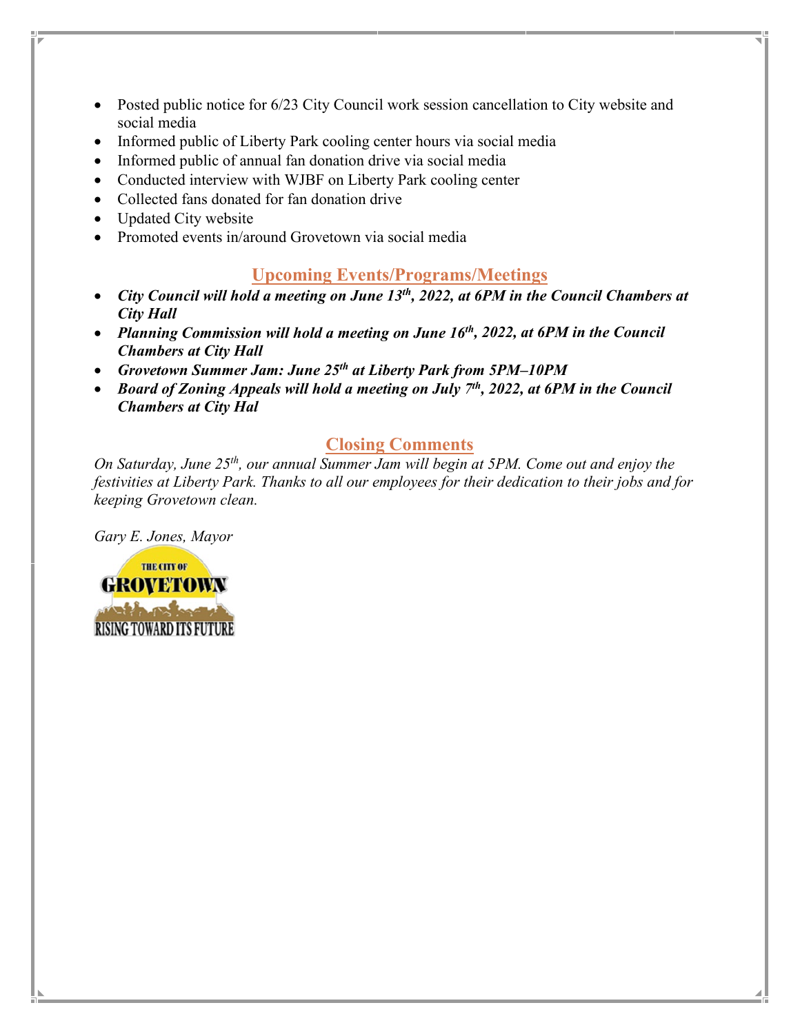- Posted public notice for 6/23 City Council work session cancellation to City website and social media
- Informed public of Liberty Park cooling center hours via social media
- Informed public of annual fan donation drive via social media
- Conducted interview with WJBF on Liberty Park cooling center
- Collected fans donated for fan donation drive
- Updated City website
- Promoted events in/around Grovetown via social media

## Upcoming Events/Programs/Meetings

- ***City Council will hold a meeting on June 13th, 2022, at 6PM in the Council Chambers at City Hall***
- ***Planning Commission will hold a meeting on June 16th, 2022, at 6PM in the Council Chambers at City Hall***
- ***Grovetown Summer Jam: June 25th at Liberty Park from 5PM–10PM***
- ***Board of Zoning Appeals will hold a meeting on July 7th, 2022, at 6PM in the Council Chambers at City Hal***

## Closing Comments

*On Saturday, June 25th, our annual Summer Jam will begin at 5PM. Come out and enjoy the festivities at Liberty Park. Thanks to all our employees for their dedication to their jobs and for keeping Grovetown clean.*

*Gary E. Jones, Mayor*

THE CITY OF GROVETOWN
RISING TOWARD ITS FUTURE